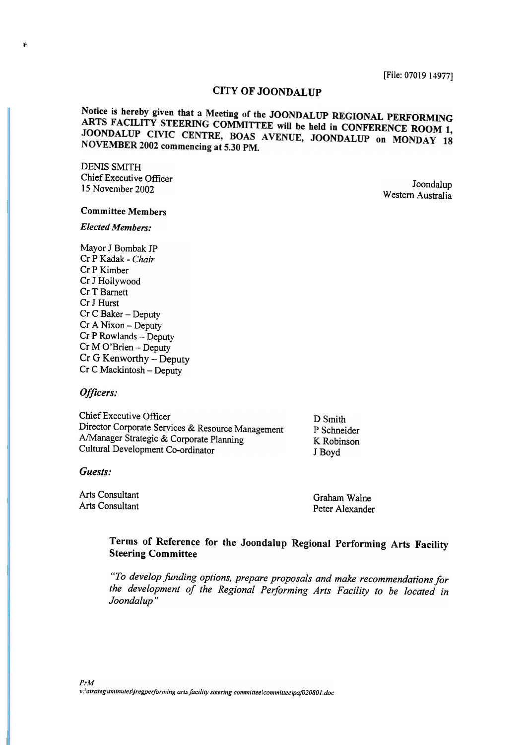[File: 07019 14977]

# CITY OF JOONDALUP

**Notice is hereby given that a Meeting of the JOONDALUP REGIONAL PERFORMING ARTS FACILITY STEERING COMMITTEE will be held in CONFERENCE ROOM 1, JOONDALUP CIVIC CENTRE, BOAS AVENUE, JOONDALUP on MONDAY 18 NOVEMBER 2002 commencing at 5.30 PM.**

DENIS SMITH
Chief Executive Officer
15 November 2002

Joondalup
Western Australia

**Committee Members**

***Elected Members:***

Mayor J Bombak JP
Cr P Kadak - *Chair*
Cr P Kimber
Cr J Hollywood
Cr T Barnett
Cr J Hurst
Cr C Baker – Deputy
Cr A Nixon – Deputy
Cr P Rowlands – Deputy
Cr M O'Brien – Deputy
Cr G Kenworthy – Deputy
Cr C Mackintosh – Deputy

***Officers:***

| | |
|---|---|
| Chief Executive Officer | D Smith |
| Director Corporate Services & Resource Management | P Schneider |
| A/Manager Strategic & Corporate Planning | K Robinson |
| Cultural Development Co-ordinator | J Boyd |

***Guests:***

| | |
|---|---|
| Arts Consultant | Graham Walne |
| Arts Consultant | Peter Alexander |

**Terms of Reference for the Joondalup Regional Performing Arts Facility Steering Committee**

*"To develop funding options, prepare proposals and make recommendations for the development of the Regional Performing Arts Facility to be located in Joondalup"*

*PrM*
*v:\strateg\sminutes\jregperforming arts facility steering committee\committee\paf020801.doc*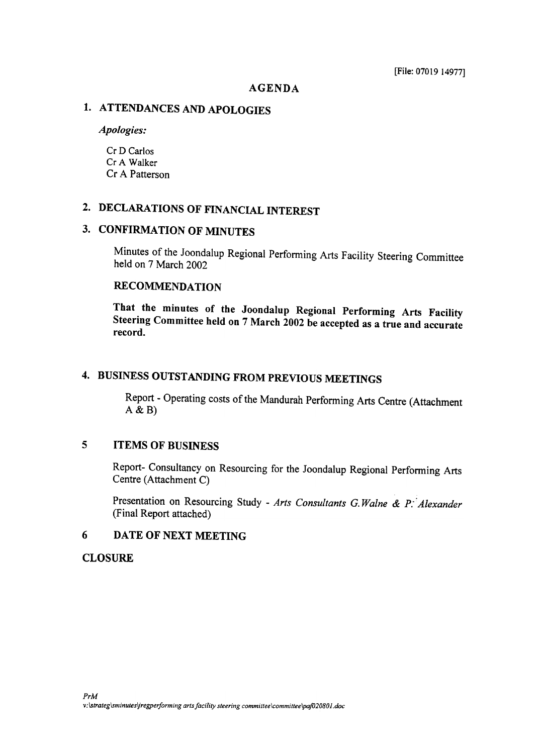[File: 07019 14977]

# AGENDA

## 1. ATTENDANCES AND APOLOGIES

*Apologies:*

Cr D Carlos
Cr A Walker
Cr A Patterson

## 2. DECLARATIONS OF FINANCIAL INTEREST

## 3. CONFIRMATION OF MINUTES

Minutes of the Joondalup Regional Performing Arts Facility Steering Committee held on 7 March 2002

### RECOMMENDATION

**That the minutes of the Joondalup Regional Performing Arts Facility Steering Committee held on 7 March 2002 be accepted as a true and accurate record.**

## 4. BUSINESS OUTSTANDING FROM PREVIOUS MEETINGS

Report - Operating costs of the Mandurah Performing Arts Centre (Attachment A & B)

## 5 ITEMS OF BUSINESS

Report- Consultancy on Resourcing for the Joondalup Regional Performing Arts Centre (Attachment C)

Presentation on Resourcing Study - *Arts Consultants G.Walne & P. Alexander* (Final Report attached)

## 6 DATE OF NEXT MEETING

## CLOSURE

*PrM*
*v:\strateg\sminutes\jregperforming arts facility steering committee\committee\paf020801.doc*